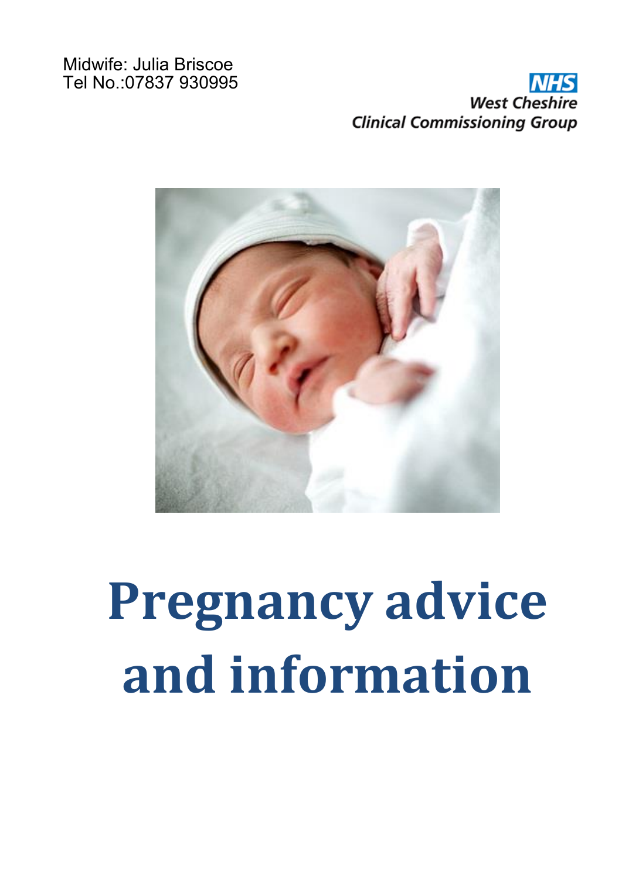Midwife: Julia Briscoe
Tel No.:07837 930995

NHS
West Cheshire
Clinical Commissioning Group

# Pregnancy advice and information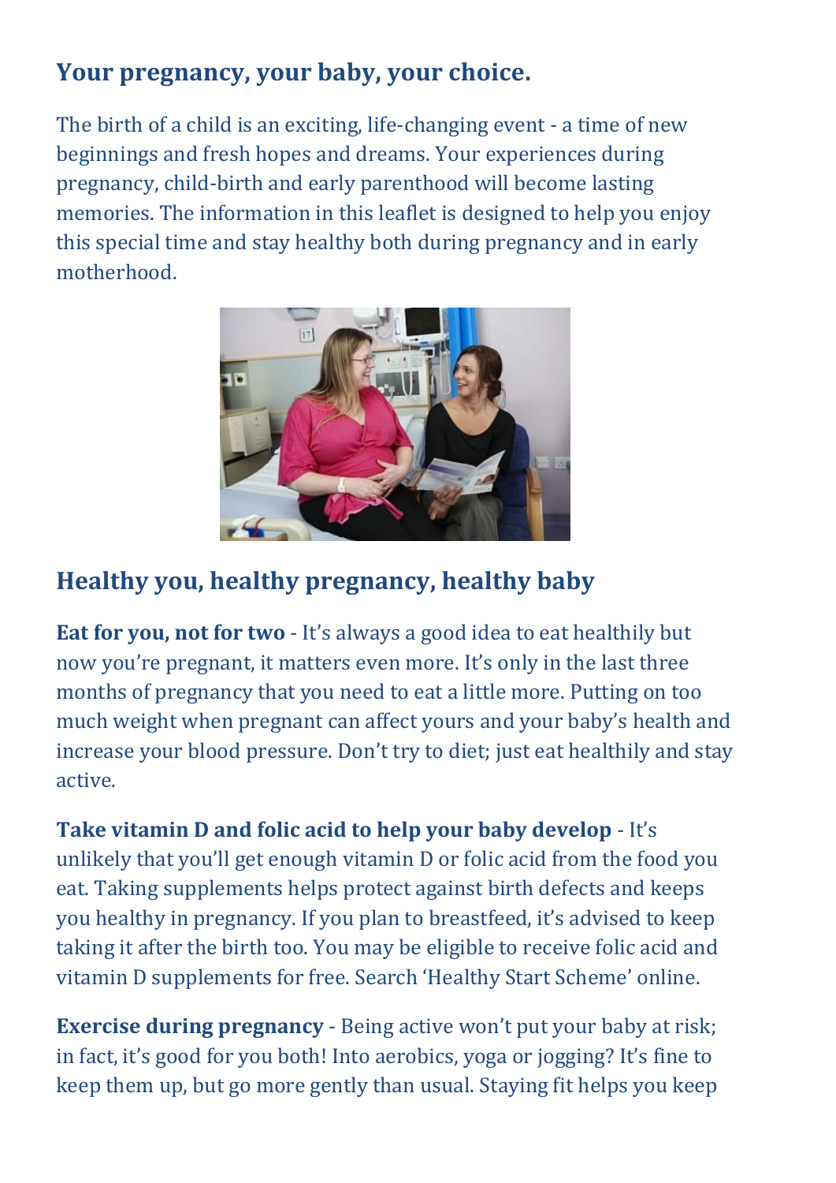## Your pregnancy, your baby, your choice.

The birth of a child is an exciting, life-changing event - a time of new beginnings and fresh hopes and dreams. Your experiences during pregnancy, child-birth and early parenthood will become lasting memories. The information in this leaflet is designed to help you enjoy this special time and stay healthy both during pregnancy and in early motherhood.

## Healthy you, healthy pregnancy, healthy baby

**Eat for you, not for two** - It's always a good idea to eat healthily but now you're pregnant, it matters even more. It's only in the last three months of pregnancy that you need to eat a little more. Putting on too much weight when pregnant can affect yours and your baby's health and increase your blood pressure. Don't try to diet; just eat healthily and stay active.

**Take vitamin D and folic acid to help your baby develop** - It's unlikely that you'll get enough vitamin D or folic acid from the food you eat. Taking supplements helps protect against birth defects and keeps you healthy in pregnancy. If you plan to breastfeed, it's advised to keep taking it after the birth too. You may be eligible to receive folic acid and vitamin D supplements for free. Search 'Healthy Start Scheme' online.

**Exercise during pregnancy** - Being active won't put your baby at risk; in fact, it's good for you both! Into aerobics, yoga or jogging? It's fine to keep them up, but go more gently than usual. Staying fit helps you keep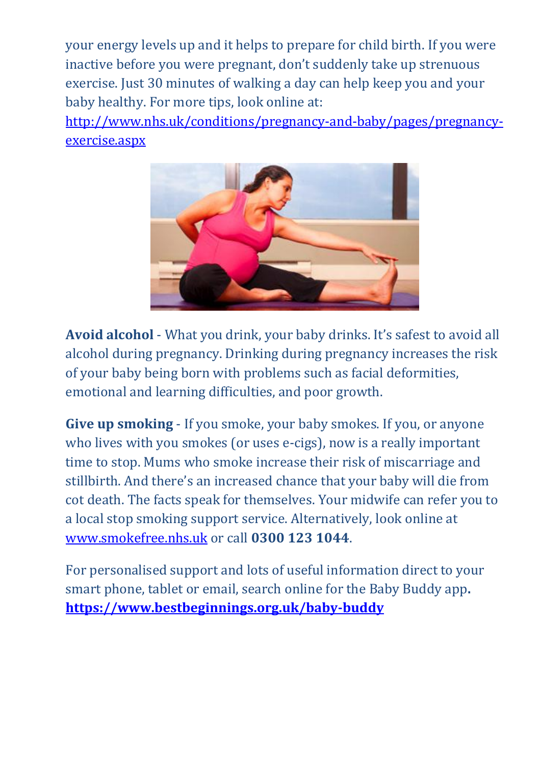your energy levels up and it helps to prepare for child birth. If you were inactive before you were pregnant, don't suddenly take up strenuous exercise. Just 30 minutes of walking a day can help keep you and your baby healthy. For more tips, look online at: http://www.nhs.uk/conditions/pregnancy-and-baby/pages/pregnancy-exercise.aspx

**Avoid alcohol** - What you drink, your baby drinks. It's safest to avoid all alcohol during pregnancy. Drinking during pregnancy increases the risk of your baby being born with problems such as facial deformities, emotional and learning difficulties, and poor growth.

**Give up smoking** - If you smoke, your baby smokes. If you, or anyone who lives with you smokes (or uses e-cigs), now is a really important time to stop. Mums who smoke increase their risk of miscarriage and stillbirth. And there's an increased chance that your baby will die from cot death. The facts speak for themselves. Your midwife can refer you to a local stop smoking support service. Alternatively, look online at www.smokefree.nhs.uk or call **0300 123 1044**.

For personalised support and lots of useful information direct to your smart phone, tablet or email, search online for the Baby Buddy app**.** **https://www.bestbeginnings.org.uk/baby-buddy**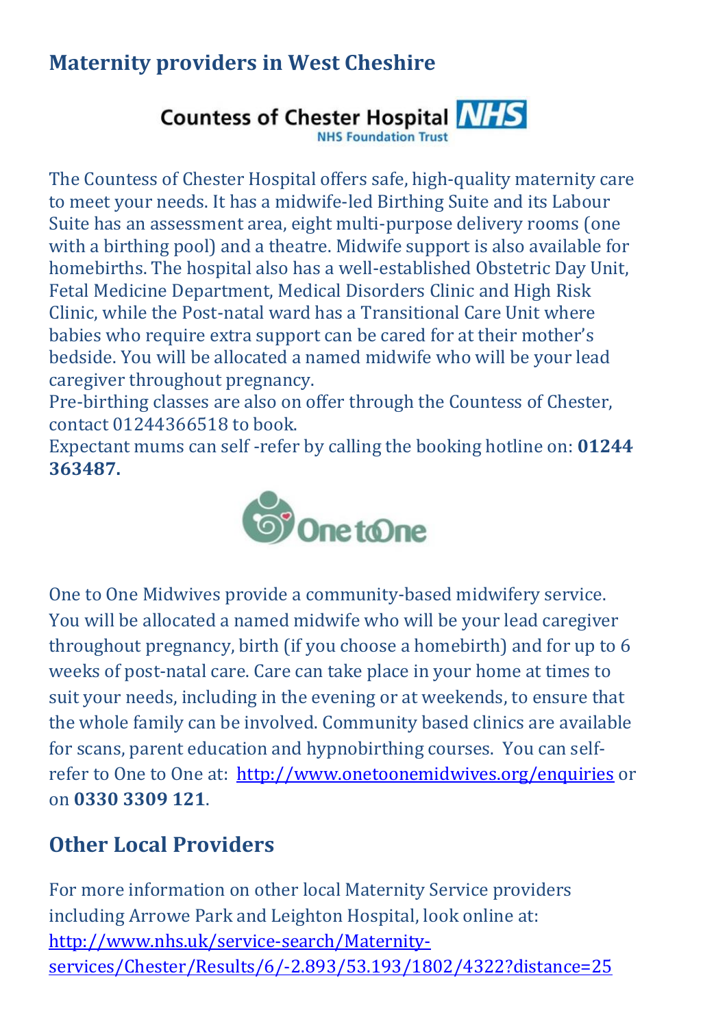## Maternity providers in West Cheshire

Countess of Chester Hospital NHS
NHS Foundation Trust

The Countess of Chester Hospital offers safe, high-quality maternity care to meet your needs. It has a midwife-led Birthing Suite and its Labour Suite has an assessment area, eight multi-purpose delivery rooms (one with a birthing pool) and a theatre. Midwife support is also available for homebirths. The hospital also has a well-established Obstetric Day Unit, Fetal Medicine Department, Medical Disorders Clinic and High Risk Clinic, while the Post-natal ward has a Transitional Care Unit where babies who require extra support can be cared for at their mother's bedside. You will be allocated a named midwife who will be your lead caregiver throughout pregnancy.
Pre-birthing classes are also on offer through the Countess of Chester, contact 01244366518 to book.
Expectant mums can self -refer by calling the booking hotline on: **01244 363487.**

One to One

One to One Midwives provide a community-based midwifery service. You will be allocated a named midwife who will be your lead caregiver throughout pregnancy, birth (if you choose a homebirth) and for up to 6 weeks of post-natal care. Care can take place in your home at times to suit your needs, including in the evening or at weekends, to ensure that the whole family can be involved. Community based clinics are available for scans, parent education and hypnobirthing courses. You can self-refer to One to One at: http://www.onetoonemidwives.org/enquiries or on **0330 3309 121**.

## Other Local Providers

For more information on other local Maternity Service providers including Arrowe Park and Leighton Hospital, look online at: http://www.nhs.uk/service-search/Maternity-services/Chester/Results/6/-2.893/53.193/1802/4322?distance=25